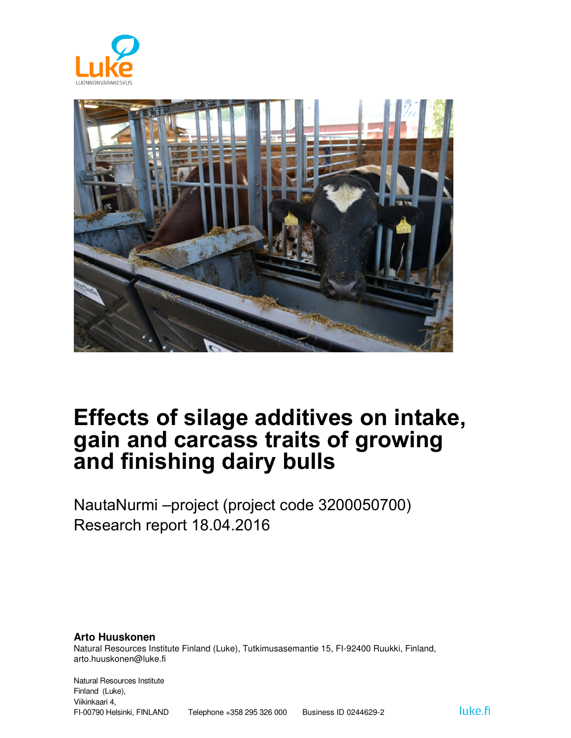# Effects of silage additives on intake, gain and carcass traits of growing and finishing dairy bulls

NautaNurmi –project (project code 3200050700)
Research report 18.04.2016

**Arto Huuskonen**
Natural Resources Institute Finland (Luke), Tutkimusasemantie 15, FI-92400 Ruukki, Finland, arto.huuskonen@luke.fi

Natural Resources Institute Finland (Luke),
Viikinkaari 4,
FI-00790 Helsinki, FINLAND Telephone +358 295 326 000 Business ID 0244629-2

luke.fi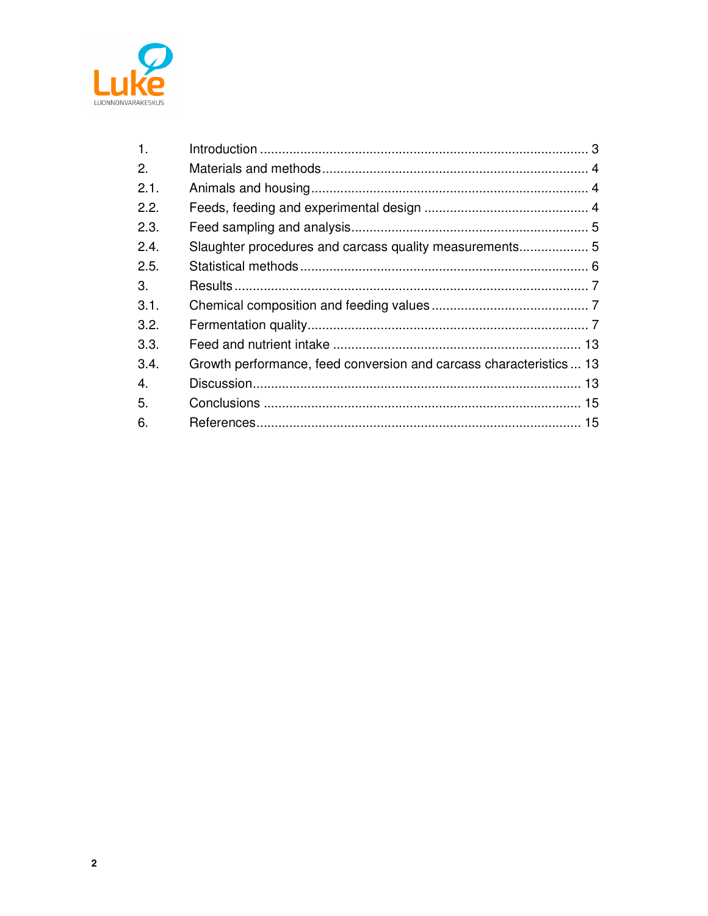1. Introduction ........................................................................................ 3
2. Materials and methods ........................................................................ 4
2.1. Animals and housing .......................................................................... 4
2.2. Feeds, feeding and experimental design ............................................ 4
2.3. Feed sampling and analysis ................................................................ 5
2.4. Slaughter procedures and carcass quality measurements .................. 5
2.5. Statistical methods ............................................................................. 6
3. Results ................................................................................................ 7
3.1. Chemical composition and feeding values .......................................... 7
3.2. Fermentation quality ........................................................................... 7
3.3. Feed and nutrient intake .................................................................... 13
3.4. Growth performance, feed conversion and carcass characteristics ... 13
4. Discussion .......................................................................................... 13
5. Conclusions ....................................................................................... 15
6. References ......................................................................................... 15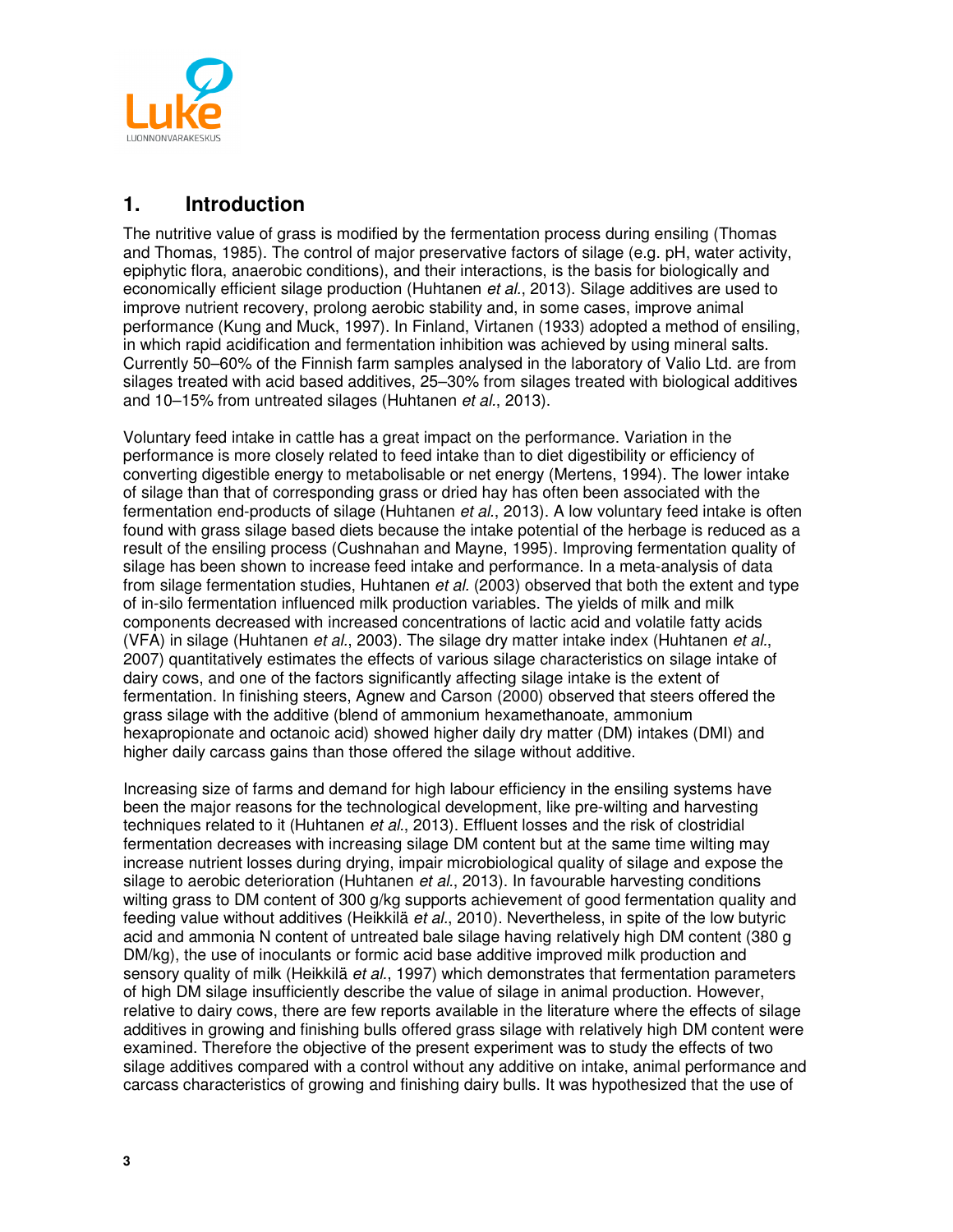# 1. Introduction

The nutritive value of grass is modified by the fermentation process during ensiling (Thomas and Thomas, 1985). The control of major preservative factors of silage (e.g. pH, water activity, epiphytic flora, anaerobic conditions), and their interactions, is the basis for biologically and economically efficient silage production (Huhtanen *et al.*, 2013). Silage additives are used to improve nutrient recovery, prolong aerobic stability and, in some cases, improve animal performance (Kung and Muck, 1997). In Finland, Virtanen (1933) adopted a method of ensiling, in which rapid acidification and fermentation inhibition was achieved by using mineral salts. Currently 50–60% of the Finnish farm samples analysed in the laboratory of Valio Ltd. are from silages treated with acid based additives, 25–30% from silages treated with biological additives and 10–15% from untreated silages (Huhtanen *et al.*, 2013).

Voluntary feed intake in cattle has a great impact on the performance. Variation in the performance is more closely related to feed intake than to diet digestibility or efficiency of converting digestible energy to metabolisable or net energy (Mertens, 1994). The lower intake of silage than that of corresponding grass or dried hay has often been associated with the fermentation end-products of silage (Huhtanen *et al.*, 2013). A low voluntary feed intake is often found with grass silage based diets because the intake potential of the herbage is reduced as a result of the ensiling process (Cushnahan and Mayne, 1995). Improving fermentation quality of silage has been shown to increase feed intake and performance. In a meta-analysis of data from silage fermentation studies, Huhtanen *et al.* (2003) observed that both the extent and type of in-silo fermentation influenced milk production variables. The yields of milk and milk components decreased with increased concentrations of lactic acid and volatile fatty acids (VFA) in silage (Huhtanen *et al.*, 2003). The silage dry matter intake index (Huhtanen *et al.*, 2007) quantitatively estimates the effects of various silage characteristics on silage intake of dairy cows, and one of the factors significantly affecting silage intake is the extent of fermentation. In finishing steers, Agnew and Carson (2000) observed that steers offered the grass silage with the additive (blend of ammonium hexamethanoate, ammonium hexapropionate and octanoic acid) showed higher daily dry matter (DM) intakes (DMI) and higher daily carcass gains than those offered the silage without additive.

Increasing size of farms and demand for high labour efficiency in the ensiling systems have been the major reasons for the technological development, like pre-wilting and harvesting techniques related to it (Huhtanen *et al.*, 2013). Effluent losses and the risk of clostridial fermentation decreases with increasing silage DM content but at the same time wilting may increase nutrient losses during drying, impair microbiological quality of silage and expose the silage to aerobic deterioration (Huhtanen *et al.*, 2013). In favourable harvesting conditions wilting grass to DM content of 300 g/kg supports achievement of good fermentation quality and feeding value without additives (Heikkilä *et al.*, 2010). Nevertheless, in spite of the low butyric acid and ammonia N content of untreated bale silage having relatively high DM content (380 g DM/kg), the use of inoculants or formic acid base additive improved milk production and sensory quality of milk (Heikkilä *et al.*, 1997) which demonstrates that fermentation parameters of high DM silage insufficiently describe the value of silage in animal production. However, relative to dairy cows, there are few reports available in the literature where the effects of silage additives in growing and finishing bulls offered grass silage with relatively high DM content were examined. Therefore the objective of the present experiment was to study the effects of two silage additives compared with a control without any additive on intake, animal performance and carcass characteristics of growing and finishing dairy bulls. It was hypothesized that the use of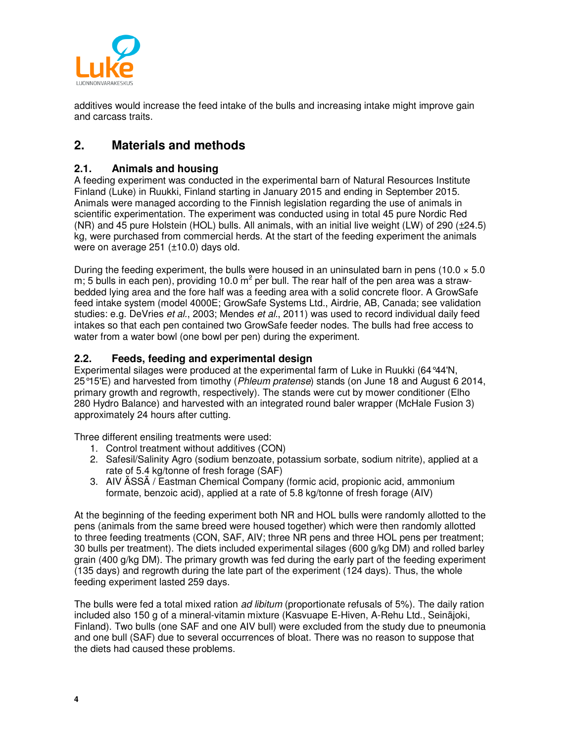additives would increase the feed intake of the bulls and increasing intake might improve gain and carcass traits.

## 2. Materials and methods

### 2.1. Animals and housing

A feeding experiment was conducted in the experimental barn of Natural Resources Institute Finland (Luke) in Ruukki, Finland starting in January 2015 and ending in September 2015. Animals were managed according to the Finnish legislation regarding the use of animals in scientific experimentation. The experiment was conducted using in total 45 pure Nordic Red (NR) and 45 pure Holstein (HOL) bulls. All animals, with an initial live weight (LW) of 290 (±24.5) kg, were purchased from commercial herds. At the start of the feeding experiment the animals were on average 251 (±10.0) days old.

During the feeding experiment, the bulls were housed in an uninsulated barn in pens (10.0 × 5.0 m; 5 bulls in each pen), providing 10.0 $m^2$ per bull. The rear half of the pen area was a straw-bedded lying area and the fore half was a feeding area with a solid concrete floor. A GrowSafe feed intake system (model 4000E; GrowSafe Systems Ltd., Airdrie, AB, Canada; see validation studies: e.g. DeVries *et al.*, 2003; Mendes *et al.*, 2011) was used to record individual daily feed intakes so that each pen contained two GrowSafe feeder nodes. The bulls had free access to water from a water bowl (one bowl per pen) during the experiment.

### 2.2. Feeds, feeding and experimental design

Experimental silages were produced at the experimental farm of Luke in Ruukki (64°44'N, 25°15'E) and harvested from timothy (*Phleum pratense*) stands (on June 18 and August 6 2014, primary growth and regrowth, respectively). The stands were cut by mower conditioner (Elho 280 Hydro Balance) and harvested with an integrated round baler wrapper (McHale Fusion 3) approximately 24 hours after cutting.

Three different ensiling treatments were used:

1. Control treatment without additives (CON)
2. Safesil/Salinity Agro (sodium benzoate, potassium sorbate, sodium nitrite), applied at a rate of 5.4 kg/tonne of fresh forage (SAF)
3. AIV ÄSSÄ / Eastman Chemical Company (formic acid, propionic acid, ammonium formate, benzoic acid), applied at a rate of 5.8 kg/tonne of fresh forage (AIV)

At the beginning of the feeding experiment both NR and HOL bulls were randomly allotted to the pens (animals from the same breed were housed together) which were then randomly allotted to three feeding treatments (CON, SAF, AIV; three NR pens and three HOL pens per treatment; 30 bulls per treatment). The diets included experimental silages (600 g/kg DM) and rolled barley grain (400 g/kg DM). The primary growth was fed during the early part of the feeding experiment (135 days) and regrowth during the late part of the experiment (124 days). Thus, the whole feeding experiment lasted 259 days.

The bulls were fed a total mixed ration *ad libitum* (proportionate refusals of 5%). The daily ration included also 150 g of a mineral-vitamin mixture (Kasvuape E-Hiven, A-Rehu Ltd., Seinäjoki, Finland). Two bulls (one SAF and one AIV bull) were excluded from the study due to pneumonia and one bull (SAF) due to several occurrences of bloat. There was no reason to suppose that the diets had caused these problems.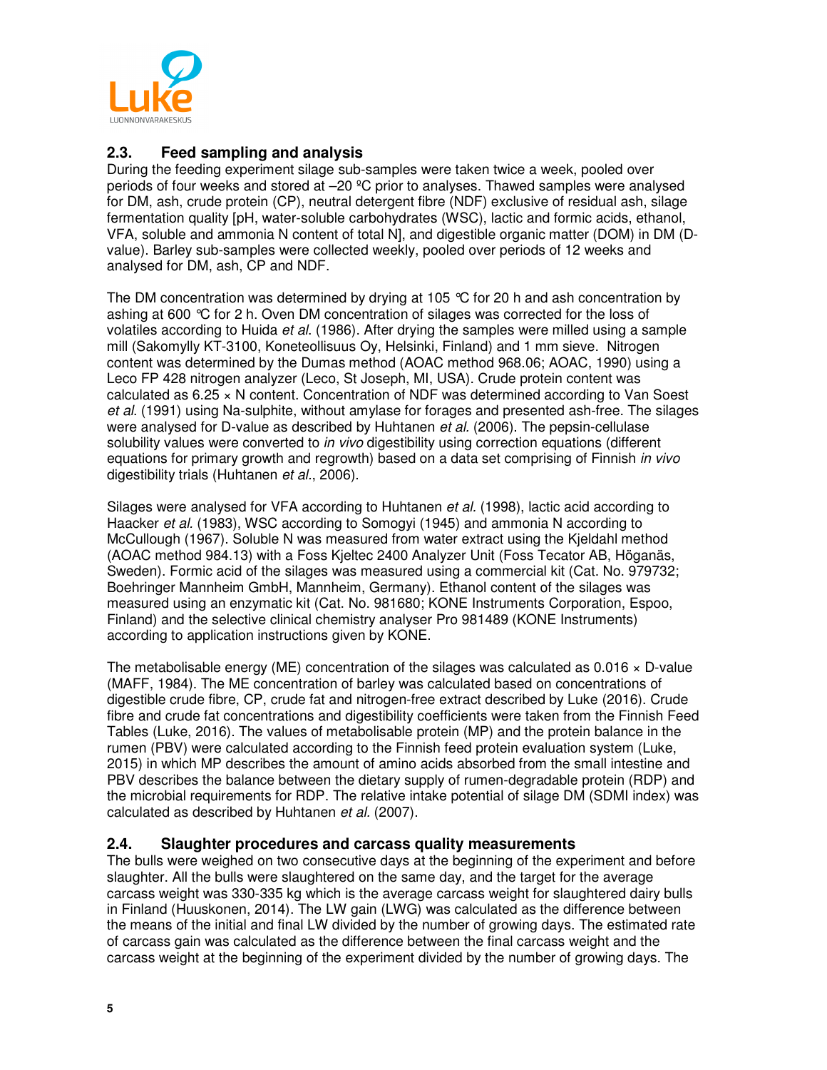## 2.3. Feed sampling and analysis

During the feeding experiment silage sub-samples were taken twice a week, pooled over periods of four weeks and stored at –20 ºC prior to analyses. Thawed samples were analysed for DM, ash, crude protein (CP), neutral detergent fibre (NDF) exclusive of residual ash, silage fermentation quality [pH, water-soluble carbohydrates (WSC), lactic and formic acids, ethanol, VFA, soluble and ammonia N content of total N], and digestible organic matter (DOM) in DM (D-value). Barley sub-samples were collected weekly, pooled over periods of 12 weeks and analysed for DM, ash, CP and NDF.

The DM concentration was determined by drying at 105 °C for 20 h and ash concentration by ashing at 600 °C for 2 h. Oven DM concentration of silages was corrected for the loss of volatiles according to Huida *et al.* (1986). After drying the samples were milled using a sample mill (Sakomylly KT-3100, Koneteollisuus Oy, Helsinki, Finland) and 1 mm sieve. Nitrogen content was determined by the Dumas method (AOAC method 968.06; AOAC, 1990) using a Leco FP 428 nitrogen analyzer (Leco, St Joseph, MI, USA). Crude protein content was calculated as 6.25 × N content. Concentration of NDF was determined according to Van Soest *et al*. (1991) using Na-sulphite, without amylase for forages and presented ash-free. The silages were analysed for D-value as described by Huhtanen *et al.* (2006). The pepsin-cellulase solubility values were converted to *in vivo* digestibility using correction equations (different equations for primary growth and regrowth) based on a data set comprising of Finnish *in vivo* digestibility trials (Huhtanen *et al*., 2006).

Silages were analysed for VFA according to Huhtanen *et al.* (1998), lactic acid according to Haacker *et al.* (1983), WSC according to Somogyi (1945) and ammonia N according to McCullough (1967). Soluble N was measured from water extract using the Kjeldahl method (AOAC method 984.13) with a Foss Kjeltec 2400 Analyzer Unit (Foss Tecator AB, Höganäs, Sweden). Formic acid of the silages was measured using a commercial kit (Cat. No. 979732; Boehringer Mannheim GmbH, Mannheim, Germany). Ethanol content of the silages was measured using an enzymatic kit (Cat. No. 981680; KONE Instruments Corporation, Espoo, Finland) and the selective clinical chemistry analyser Pro 981489 (KONE Instruments) according to application instructions given by KONE.

The metabolisable energy (ME) concentration of the silages was calculated as 0.016 × D-value (MAFF, 1984). The ME concentration of barley was calculated based on concentrations of digestible crude fibre, CP, crude fat and nitrogen-free extract described by Luke (2016). Crude fibre and crude fat concentrations and digestibility coefficients were taken from the Finnish Feed Tables (Luke, 2016). The values of metabolisable protein (MP) and the protein balance in the rumen (PBV) were calculated according to the Finnish feed protein evaluation system (Luke, 2015) in which MP describes the amount of amino acids absorbed from the small intestine and PBV describes the balance between the dietary supply of rumen-degradable protein (RDP) and the microbial requirements for RDP. The relative intake potential of silage DM (SDMI index) was calculated as described by Huhtanen *et al.* (2007).

## 2.4. Slaughter procedures and carcass quality measurements

The bulls were weighed on two consecutive days at the beginning of the experiment and before slaughter. All the bulls were slaughtered on the same day, and the target for the average carcass weight was 330-335 kg which is the average carcass weight for slaughtered dairy bulls in Finland (Huuskonen, 2014). The LW gain (LWG) was calculated as the difference between the means of the initial and final LW divided by the number of growing days. The estimated rate of carcass gain was calculated as the difference between the final carcass weight and the carcass weight at the beginning of the experiment divided by the number of growing days. The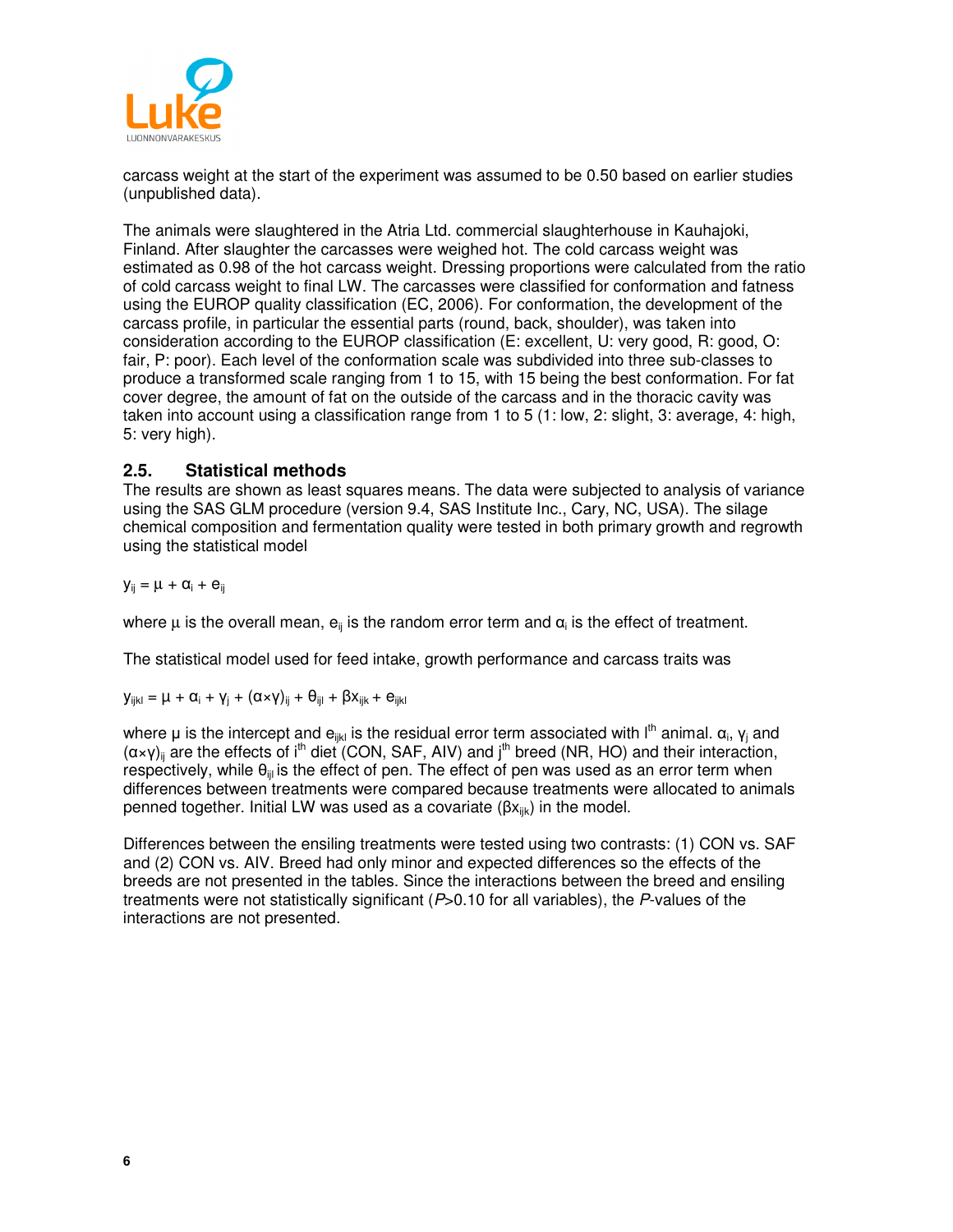carcass weight at the start of the experiment was assumed to be 0.50 based on earlier studies (unpublished data).

The animals were slaughtered in the Atria Ltd. commercial slaughterhouse in Kauhajoki, Finland. After slaughter the carcasses were weighed hot. The cold carcass weight was estimated as 0.98 of the hot carcass weight. Dressing proportions were calculated from the ratio of cold carcass weight to final LW. The carcasses were classified for conformation and fatness using the EUROP quality classification (EC, 2006). For conformation, the development of the carcass profile, in particular the essential parts (round, back, shoulder), was taken into consideration according to the EUROP classification (E: excellent, U: very good, R: good, O: fair, P: poor). Each level of the conformation scale was subdivided into three sub-classes to produce a transformed scale ranging from 1 to 15, with 15 being the best conformation. For fat cover degree, the amount of fat on the outside of the carcass and in the thoracic cavity was taken into account using a classification range from 1 to 5 (1: low, 2: slight, 3: average, 4: high, 5: very high).

## 2.5. Statistical methods

The results are shown as least squares means. The data were subjected to analysis of variance using the SAS GLM procedure (version 9.4, SAS Institute Inc., Cary, NC, USA). The silage chemical composition and fermentation quality were tested in both primary growth and regrowth using the statistical model

$$y_{ij} = \mu + \alpha_i + e_{ij}$$

where $\mu$ is the overall mean, $e_{ij}$ is the random error term and $\alpha_i$ is the effect of treatment.

The statistical model used for feed intake, growth performance and carcass traits was

$$y_{ijkl} = \mu + \alpha_i + \gamma_j + (\alpha\times\gamma)_{ij} + \theta_{ijl} + \beta x_{ijk} + e_{ijkl}$$

where $\mu$ is the intercept and $e_{ijkl}$ is the residual error term associated with $l^{th}$ animal. $\alpha_i$, $\gamma_j$ and $(\alpha\times\gamma)_{ij}$ are the effects of $i^{th}$ diet (CON, SAF, AIV) and $j^{th}$ breed (NR, HO) and their interaction, respectively, while $\theta_{ijl}$ is the effect of pen. The effect of pen was used as an error term when differences between treatments were compared because treatments were allocated to animals penned together. Initial LW was used as a covariate ($\beta x_{ijk}$) in the model.

Differences between the ensiling treatments were tested using two contrasts: (1) CON vs. SAF and (2) CON vs. AIV. Breed had only minor and expected differences so the effects of the breeds are not presented in the tables. Since the interactions between the breed and ensiling treatments were not statistically significant ($P$>0.10 for all variables), the $P$-values of the interactions are not presented.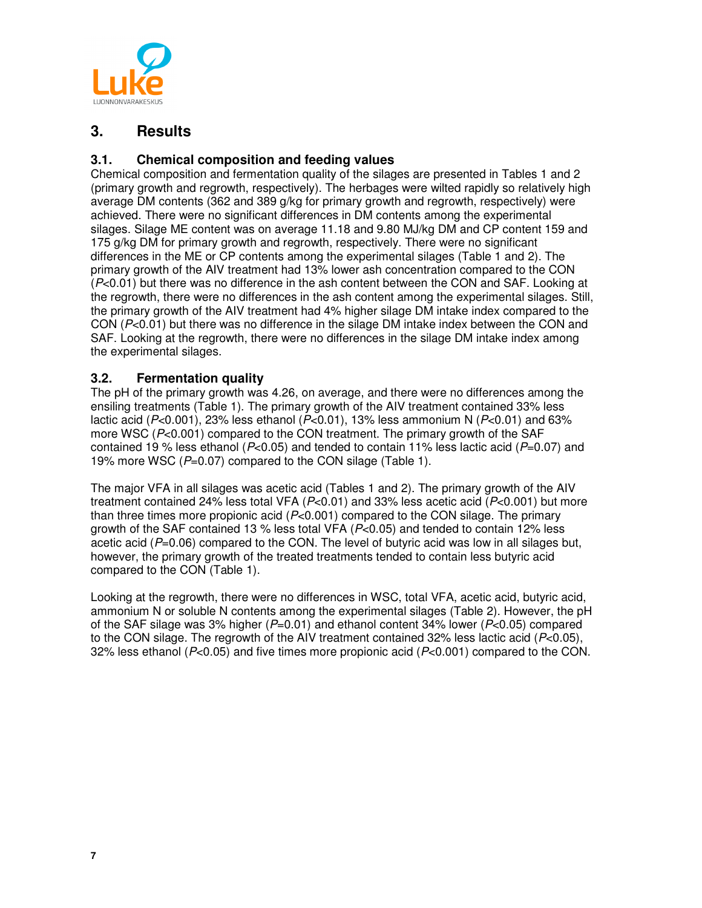# 3. Results

## 3.1. Chemical composition and feeding values

Chemical composition and fermentation quality of the silages are presented in Tables 1 and 2 (primary growth and regrowth, respectively). The herbages were wilted rapidly so relatively high average DM contents (362 and 389 g/kg for primary growth and regrowth, respectively) were achieved. There were no significant differences in DM contents among the experimental silages. Silage ME content was on average 11.18 and 9.80 MJ/kg DM and CP content 159 and 175 g/kg DM for primary growth and regrowth, respectively. There were no significant differences in the ME or CP contents among the experimental silages (Table 1 and 2). The primary growth of the AIV treatment had 13% lower ash concentration compared to the CON ($P$<0.01) but there was no difference in the ash content between the CON and SAF. Looking at the regrowth, there were no differences in the ash content among the experimental silages. Still, the primary growth of the AIV treatment had 4% higher silage DM intake index compared to the CON ($P$<0.01) but there was no difference in the silage DM intake index between the CON and SAF. Looking at the regrowth, there were no differences in the silage DM intake index among the experimental silages.

## 3.2. Fermentation quality

The pH of the primary growth was 4.26, on average, and there were no differences among the ensiling treatments (Table 1). The primary growth of the AIV treatment contained 33% less lactic acid ($P$<0.001), 23% less ethanol ($P$<0.01), 13% less ammonium N ($P$<0.01) and 63% more WSC ($P$<0.001) compared to the CON treatment. The primary growth of the SAF contained 19 % less ethanol ($P$<0.05) and tended to contain 11% less lactic acid ($P$=0.07) and 19% more WSC ($P$=0.07) compared to the CON silage (Table 1).

The major VFA in all silages was acetic acid (Tables 1 and 2). The primary growth of the AIV treatment contained 24% less total VFA ($P$<0.01) and 33% less acetic acid ($P$<0.001) but more than three times more propionic acid ($P$<0.001) compared to the CON silage. The primary growth of the SAF contained 13 % less total VFA ($P$<0.05) and tended to contain 12% less acetic acid ($P$=0.06) compared to the CON. The level of butyric acid was low in all silages but, however, the primary growth of the treated treatments tended to contain less butyric acid compared to the CON (Table 1).

Looking at the regrowth, there were no differences in WSC, total VFA, acetic acid, butyric acid, ammonium N or soluble N contents among the experimental silages (Table 2). However, the pH of the SAF silage was 3% higher ($P$=0.01) and ethanol content 34% lower ($P$<0.05) compared to the CON silage. The regrowth of the AIV treatment contained 32% less lactic acid ($P$<0.05), 32% less ethanol ($P$<0.05) and five times more propionic acid ($P$<0.001) compared to the CON.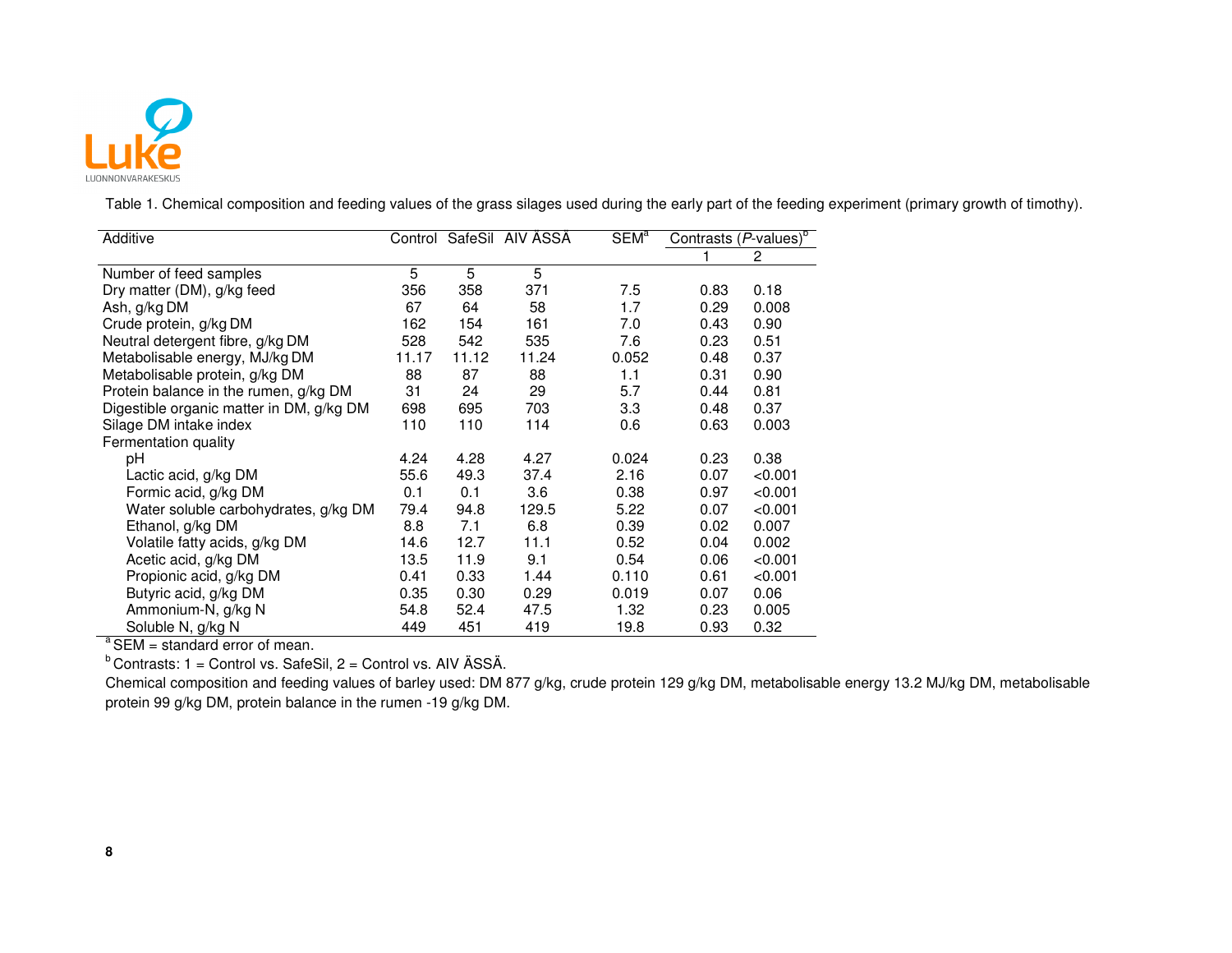Table 1. Chemical composition and feeding values of the grass silages used during the early part of the feeding experiment (primary growth of timothy).

| Additive | Control | SafeSil | AIV ÄSSÄ | SEM[a] | Contrasts (*P*-values)[b] | |
|---|---|---|---|---|---|---|
| | | | | | 1 | 2 |
| Number of feed samples | 5 | 5 | 5 | | | |
| Dry matter (DM), g/kg feed | 356 | 358 | 371 | 7.5 | 0.83 | 0.18 |
| Ash, g/kg DM | 67 | 64 | 58 | 1.7 | 0.29 | 0.008 |
| Crude protein, g/kg DM | 162 | 154 | 161 | 7.0 | 0.43 | 0.90 |
| Neutral detergent fibre, g/kg DM | 528 | 542 | 535 | 7.6 | 0.23 | 0.51 |
| Metabolisable energy, MJ/kg DM | 11.17 | 11.12 | 11.24 | 0.052 | 0.48 | 0.37 |
| Metabolisable protein, g/kg DM | 88 | 87 | 88 | 1.1 | 0.31 | 0.90 |
| Protein balance in the rumen, g/kg DM | 31 | 24 | 29 | 5.7 | 0.44 | 0.81 |
| Digestible organic matter in DM, g/kg DM | 698 | 695 | 703 | 3.3 | 0.48 | 0.37 |
| Silage DM intake index | 110 | 110 | 114 | 0.6 | 0.63 | 0.003 |
| Fermentation quality | | | | | | |
| pH | 4.24 | 4.28 | 4.27 | 0.024 | 0.23 | 0.38 |
| Lactic acid, g/kg DM | 55.6 | 49.3 | 37.4 | 2.16 | 0.07 | <0.001 |
| Formic acid, g/kg DM | 0.1 | 0.1 | 3.6 | 0.38 | 0.97 | <0.001 |
| Water soluble carbohydrates, g/kg DM | 79.4 | 94.8 | 129.5 | 5.22 | 0.07 | <0.001 |
| Ethanol, g/kg DM | 8.8 | 7.1 | 6.8 | 0.39 | 0.02 | 0.007 |
| Volatile fatty acids, g/kg DM | 14.6 | 12.7 | 11.1 | 0.52 | 0.04 | 0.002 |
| Acetic acid, g/kg DM | 13.5 | 11.9 | 9.1 | 0.54 | 0.06 | <0.001 |
| Propionic acid, g/kg DM | 0.41 | 0.33 | 1.44 | 0.110 | 0.61 | <0.001 |
| Butyric acid, g/kg DM | 0.35 | 0.30 | 0.29 | 0.019 | 0.07 | 0.06 |
| Ammonium-N, g/kg N | 54.8 | 52.4 | 47.5 | 1.32 | 0.23 | 0.005 |
| Soluble N, g/kg N | 449 | 451 | 419 | 19.8 | 0.93 | 0.32 |

[a] SEM = standard error of mean.

[b] Contrasts: 1 = Control vs. SafeSil, 2 = Control vs. AIV ÄSSÄ.

Chemical composition and feeding values of barley used: DM 877 g/kg, crude protein 129 g/kg DM, metabolisable energy 13.2 MJ/kg DM, metabolisable protein 99 g/kg DM, protein balance in the rumen -19 g/kg DM.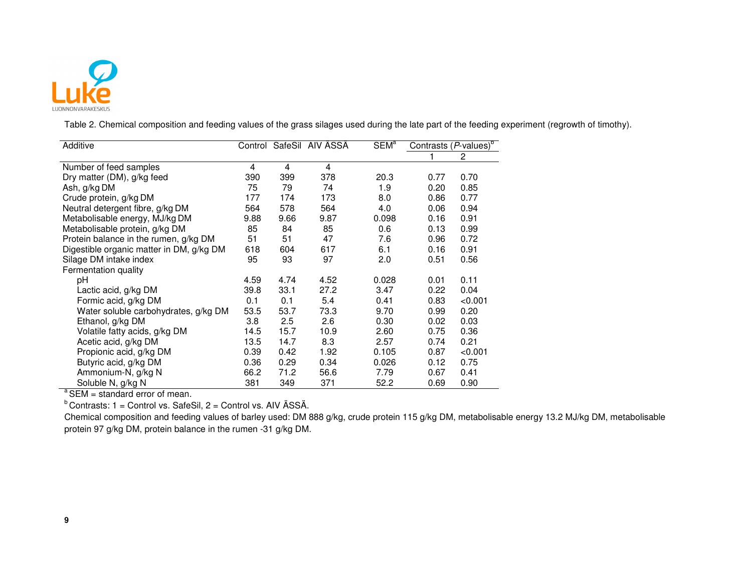Table 2. Chemical composition and feeding values of the grass silages used during the late part of the feeding experiment (regrowth of timothy).

| Additive | Control | SafeSil | AIV ÄSSÄ | SEM[a] | Contrasts (*P*-values)[b] | |
|---|---|---|---|---|---|---|
| | | | | | 1 | 2 |
| Number of feed samples | 4 | 4 | 4 | | | |
| Dry matter (DM), g/kg feed | 390 | 399 | 378 | 20.3 | 0.77 | 0.70 |
| Ash, g/kg DM | 75 | 79 | 74 | 1.9 | 0.20 | 0.85 |
| Crude protein, g/kg DM | 177 | 174 | 173 | 8.0 | 0.86 | 0.77 |
| Neutral detergent fibre, g/kg DM | 564 | 578 | 564 | 4.0 | 0.06 | 0.94 |
| Metabolisable energy, MJ/kg DM | 9.88 | 9.66 | 9.87 | 0.098 | 0.16 | 0.91 |
| Metabolisable protein, g/kg DM | 85 | 84 | 85 | 0.6 | 0.13 | 0.99 |
| Protein balance in the rumen, g/kg DM | 51 | 51 | 47 | 7.6 | 0.96 | 0.72 |
| Digestible organic matter in DM, g/kg DM | 618 | 604 | 617 | 6.1 | 0.16 | 0.91 |
| Silage DM intake index | 95 | 93 | 97 | 2.0 | 0.51 | 0.56 |
| Fermentation quality | | | | | | |
| pH | 4.59 | 4.74 | 4.52 | 0.028 | 0.01 | 0.11 |
| Lactic acid, g/kg DM | 39.8 | 33.1 | 27.2 | 3.47 | 0.22 | 0.04 |
| Formic acid, g/kg DM | 0.1 | 0.1 | 5.4 | 0.41 | 0.83 | <0.001 |
| Water soluble carbohydrates, g/kg DM | 53.5 | 53.7 | 73.3 | 9.70 | 0.99 | 0.20 |
| Ethanol, g/kg DM | 3.8 | 2.5 | 2.6 | 0.30 | 0.02 | 0.03 |
| Volatile fatty acids, g/kg DM | 14.5 | 15.7 | 10.9 | 2.60 | 0.75 | 0.36 |
| Acetic acid, g/kg DM | 13.5 | 14.7 | 8.3 | 2.57 | 0.74 | 0.21 |
| Propionic acid, g/kg DM | 0.39 | 0.42 | 1.92 | 0.105 | 0.87 | <0.001 |
| Butyric acid, g/kg DM | 0.36 | 0.29 | 0.34 | 0.026 | 0.12 | 0.75 |
| Ammonium-N, g/kg N | 66.2 | 71.2 | 56.6 | 7.79 | 0.67 | 0.41 |
| Soluble N, g/kg N | 381 | 349 | 371 | 52.2 | 0.69 | 0.90 |

[a] SEM = standard error of mean.

[b] Contrasts: 1 = Control vs. SafeSil, 2 = Control vs. AIV ÄSSÄ.

Chemical composition and feeding values of barley used: DM 888 g/kg, crude protein 115 g/kg DM, metabolisable energy 13.2 MJ/kg DM, metabolisable protein 97 g/kg DM, protein balance in the rumen -31 g/kg DM.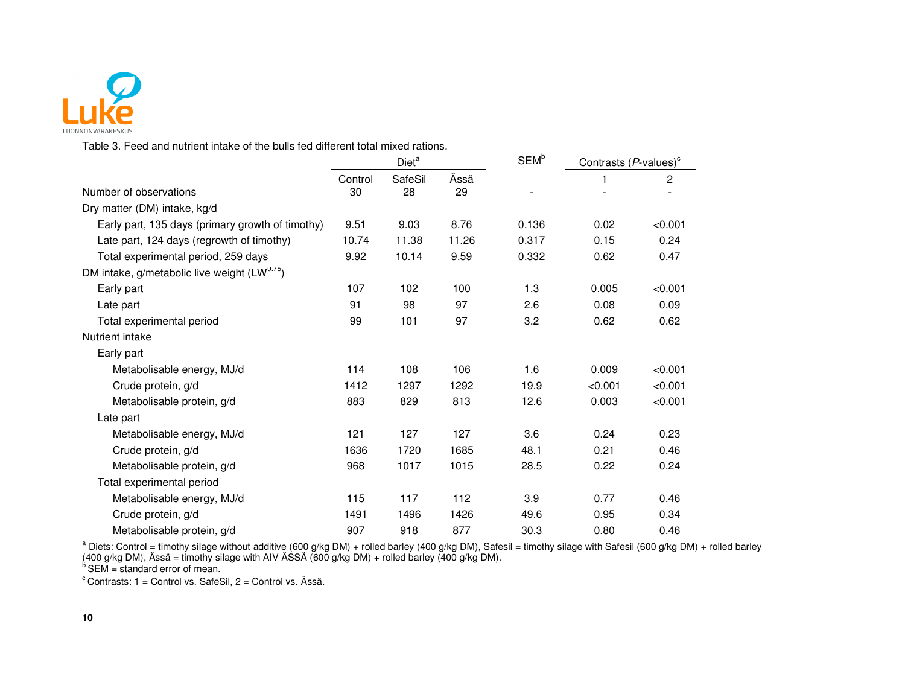Table 3. Feed and nutrient intake of the bulls fed different total mixed rations.

| | Diet[a] | | | SEM[b] | Contrasts (*P*-values)[c] | |
|---|---|---|---|---|---|---|
| | Control | SafeSil | Ässä | | 1 | 2 |
| Number of observations | 30 | 28 | 29 | - | - | - |
| Dry matter (DM) intake, kg/d | | | | | | |
| Early part, 135 days (primary growth of timothy) | 9.51 | 9.03 | 8.76 | 0.136 | 0.02 | <0.001 |
| Late part, 124 days (regrowth of timothy) | 10.74 | 11.38 | 11.26 | 0.317 | 0.15 | 0.24 |
| Total experimental period, 259 days | 9.92 | 10.14 | 9.59 | 0.332 | 0.62 | 0.47 |
| DM intake, g/metabolic live weight ($LW^{0.75}$) | | | | | | |
| Early part | 107 | 102 | 100 | 1.3 | 0.005 | <0.001 |
| Late part | 91 | 98 | 97 | 2.6 | 0.08 | 0.09 |
| Total experimental period | 99 | 101 | 97 | 3.2 | 0.62 | 0.62 |
| Nutrient intake | | | | | | |
| Early part | | | | | | |
| Metabolisable energy, MJ/d | 114 | 108 | 106 | 1.6 | 0.009 | <0.001 |
| Crude protein, g/d | 1412 | 1297 | 1292 | 19.9 | <0.001 | <0.001 |
| Metabolisable protein, g/d | 883 | 829 | 813 | 12.6 | 0.003 | <0.001 |
| Late part | | | | | | |
| Metabolisable energy, MJ/d | 121 | 127 | 127 | 3.6 | 0.24 | 0.23 |
| Crude protein, g/d | 1636 | 1720 | 1685 | 48.1 | 0.21 | 0.46 |
| Metabolisable protein, g/d | 968 | 1017 | 1015 | 28.5 | 0.22 | 0.24 |
| Total experimental period | | | | | | |
| Metabolisable energy, MJ/d | 115 | 117 | 112 | 3.9 | 0.77 | 0.46 |
| Crude protein, g/d | 1491 | 1496 | 1426 | 49.6 | 0.95 | 0.34 |
| Metabolisable protein, g/d | 907 | 918 | 877 | 30.3 | 0.80 | 0.46 |

[a] Diets: Control = timothy silage without additive (600 g/kg DM) + rolled barley (400 g/kg DM), Safesil = timothy silage with Safesil (600 g/kg DM) + rolled barley (400 g/kg DM), Ässä = timothy silage with AIV ÄSSÄ (600 g/kg DM) + rolled barley (400 g/kg DM).
[b] SEM = standard error of mean.
[c] Contrasts: 1 = Control vs. SafeSil, 2 = Control vs. Ässä.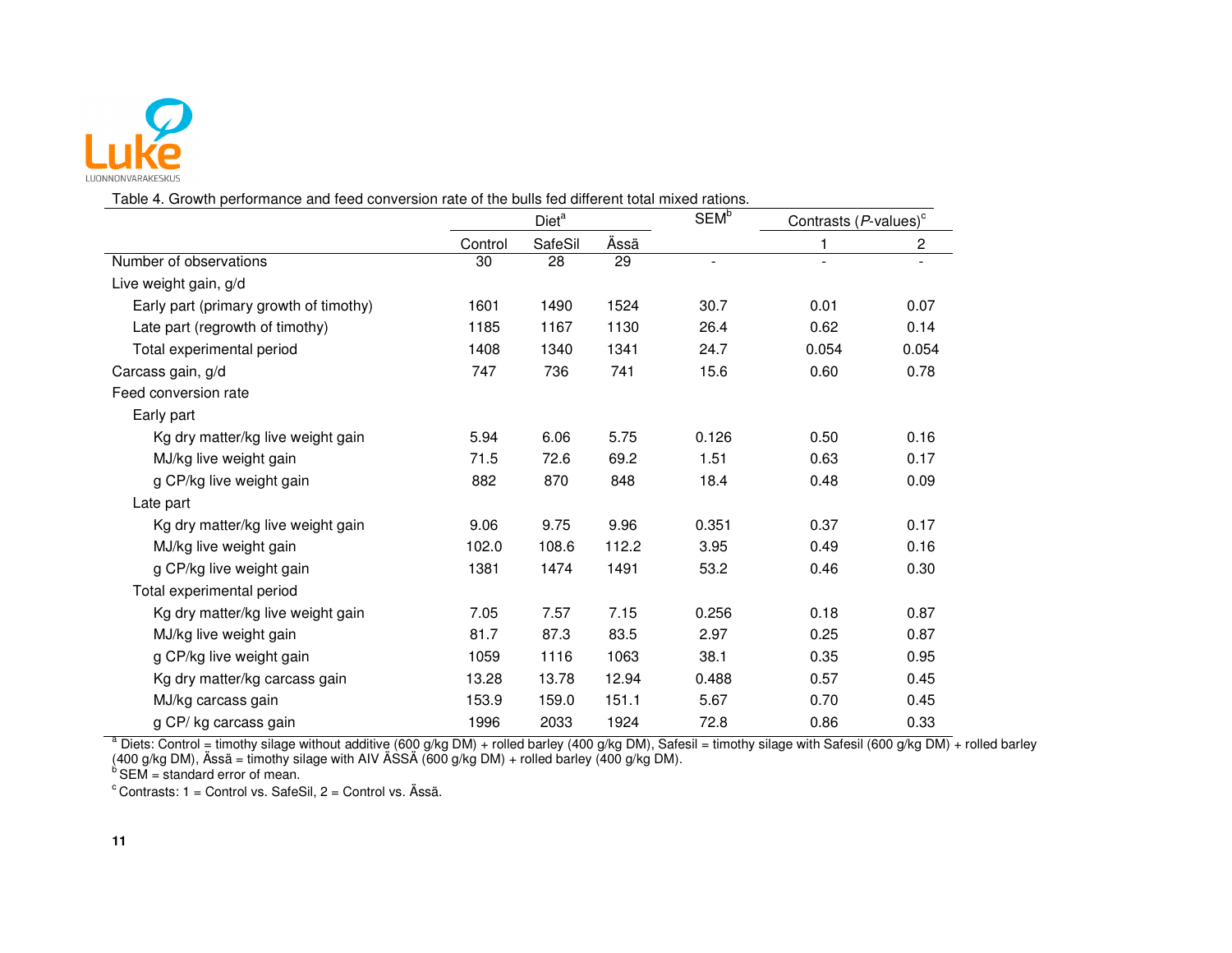Table 4. Growth performance and feed conversion rate of the bulls fed different total mixed rations.

| | Diet[a] | | | SEM[b] | Contrasts (*P*-values)[c] | |
|---|---|---|---|---|---|---|
| | Control | SafeSil | Ässä | | 1 | 2 |
| Number of observations | 30 | 28 | 29 | - | - | - |
| Live weight gain, g/d | | | | | | |
| Early part (primary growth of timothy) | 1601 | 1490 | 1524 | 30.7 | 0.01 | 0.07 |
| Late part (regrowth of timothy) | 1185 | 1167 | 1130 | 26.4 | 0.62 | 0.14 |
| Total experimental period | 1408 | 1340 | 1341 | 24.7 | 0.054 | 0.054 |
| Carcass gain, g/d | 747 | 736 | 741 | 15.6 | 0.60 | 0.78 |
| Feed conversion rate | | | | | | |
| Early part | | | | | | |
| Kg dry matter/kg live weight gain | 5.94 | 6.06 | 5.75 | 0.126 | 0.50 | 0.16 |
| MJ/kg live weight gain | 71.5 | 72.6 | 69.2 | 1.51 | 0.63 | 0.17 |
| g CP/kg live weight gain | 882 | 870 | 848 | 18.4 | 0.48 | 0.09 |
| Late part | | | | | | |
| Kg dry matter/kg live weight gain | 9.06 | 9.75 | 9.96 | 0.351 | 0.37 | 0.17 |
| MJ/kg live weight gain | 102.0 | 108.6 | 112.2 | 3.95 | 0.49 | 0.16 |
| g CP/kg live weight gain | 1381 | 1474 | 1491 | 53.2 | 0.46 | 0.30 |
| Total experimental period | | | | | | |
| Kg dry matter/kg live weight gain | 7.05 | 7.57 | 7.15 | 0.256 | 0.18 | 0.87 |
| MJ/kg live weight gain | 81.7 | 87.3 | 83.5 | 2.97 | 0.25 | 0.87 |
| g CP/kg live weight gain | 1059 | 1116 | 1063 | 38.1 | 0.35 | 0.95 |
| Kg dry matter/kg carcass gain | 13.28 | 13.78 | 12.94 | 0.488 | 0.57 | 0.45 |
| MJ/kg carcass gain | 153.9 | 159.0 | 151.1 | 5.67 | 0.70 | 0.45 |
| g CP/ kg carcass gain | 1996 | 2033 | 1924 | 72.8 | 0.86 | 0.33 |

[a] Diets: Control = timothy silage without additive (600 g/kg DM) + rolled barley (400 g/kg DM), Safesil = timothy silage with Safesil (600 g/kg DM) + rolled barley (400 g/kg DM), Ässä = timothy silage with AIV ÄSSÄ (600 g/kg DM) + rolled barley (400 g/kg DM).
[b] SEM = standard error of mean.
[c] Contrasts: 1 = Control vs. SafeSil, 2 = Control vs. Ässä.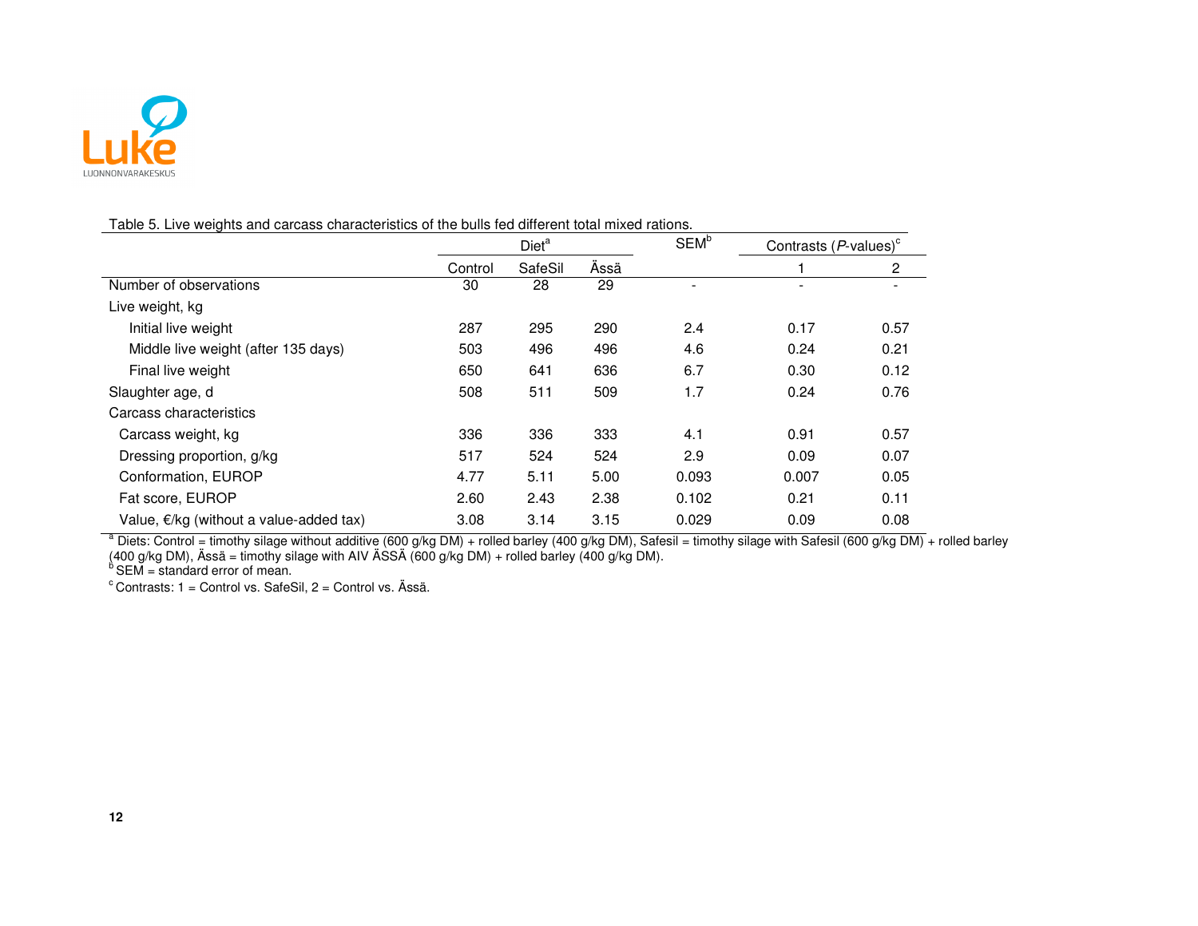Table 5. Live weights and carcass characteristics of the bulls fed different total mixed rations.

| | Diet[a] | | | SEM[b] | Contrasts (*P*-values)[c] | |
|---|---|---|---|---|---|---|
| | Control | SafeSil | Ässä | | 1 | 2 |
| Number of observations | 30 | 28 | 29 | - | - | - |
| Live weight, kg | | | | | | |
| Initial live weight | 287 | 295 | 290 | 2.4 | 0.17 | 0.57 |
| Middle live weight (after 135 days) | 503 | 496 | 496 | 4.6 | 0.24 | 0.21 |
| Final live weight | 650 | 641 | 636 | 6.7 | 0.30 | 0.12 |
| Slaughter age, d | 508 | 511 | 509 | 1.7 | 0.24 | 0.76 |
| Carcass characteristics | | | | | | |
| Carcass weight, kg | 336 | 336 | 333 | 4.1 | 0.91 | 0.57 |
| Dressing proportion, g/kg | 517 | 524 | 524 | 2.9 | 0.09 | 0.07 |
| Conformation, EUROP | 4.77 | 5.11 | 5.00 | 0.093 | 0.007 | 0.05 |
| Fat score, EUROP | 2.60 | 2.43 | 2.38 | 0.102 | 0.21 | 0.11 |
| Value, €/kg (without a value-added tax) | 3.08 | 3.14 | 3.15 | 0.029 | 0.09 | 0.08 |

[a] Diets: Control = timothy silage without additive (600 g/kg DM) + rolled barley (400 g/kg DM), Safesil = timothy silage with Safesil (600 g/kg DM) + rolled barley (400 g/kg DM), Ässä = timothy silage with AIV ÄSSÄ (600 g/kg DM) + rolled barley (400 g/kg DM).
[b] SEM = standard error of mean.
[c] Contrasts: 1 = Control vs. SafeSil, 2 = Control vs. Ässä.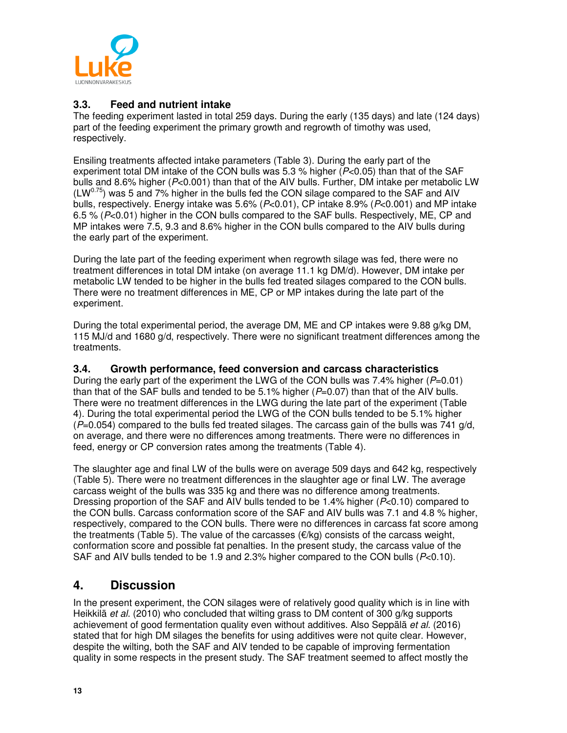### 3.3. Feed and nutrient intake

The feeding experiment lasted in total 259 days. During the early (135 days) and late (124 days) part of the feeding experiment the primary growth and regrowth of timothy was used, respectively.

Ensiling treatments affected intake parameters (Table 3). During the early part of the experiment total DM intake of the CON bulls was 5.3 % higher ($P<0.05$) than that of the SAF bulls and 8.6% higher ($P<0.001$) than that of the AIV bulls. Further, DM intake per metabolic LW ($LW^{0.75}$) was 5 and 7% higher in the bulls fed the CON silage compared to the SAF and AIV bulls, respectively. Energy intake was 5.6% ($P<0.01$), CP intake 8.9% ($P<0.001$) and MP intake 6.5 % ($P<0.01$) higher in the CON bulls compared to the SAF bulls. Respectively, ME, CP and MP intakes were 7.5, 9.3 and 8.6% higher in the CON bulls compared to the AIV bulls during the early part of the experiment.

During the late part of the feeding experiment when regrowth silage was fed, there were no treatment differences in total DM intake (on average 11.1 kg DM/d). However, DM intake per metabolic LW tended to be higher in the bulls fed treated silages compared to the CON bulls. There were no treatment differences in ME, CP or MP intakes during the late part of the experiment.

During the total experimental period, the average DM, ME and CP intakes were 9.88 g/kg DM, 115 MJ/d and 1680 g/d, respectively. There were no significant treatment differences among the treatments.

### 3.4. Growth performance, feed conversion and carcass characteristics

During the early part of the experiment the LWG of the CON bulls was 7.4% higher ($P=0.01$) than that of the SAF bulls and tended to be 5.1% higher ($P=0.07$) than that of the AIV bulls. There were no treatment differences in the LWG during the late part of the experiment (Table 4). During the total experimental period the LWG of the CON bulls tended to be 5.1% higher ($P=0.054$) compared to the bulls fed treated silages. The carcass gain of the bulls was 741 g/d, on average, and there were no differences among treatments. There were no differences in feed, energy or CP conversion rates among the treatments (Table 4).

The slaughter age and final LW of the bulls were on average 509 days and 642 kg, respectively (Table 5). There were no treatment differences in the slaughter age or final LW. The average carcass weight of the bulls was 335 kg and there was no difference among treatments. Dressing proportion of the SAF and AIV bulls tended to be 1.4% higher ($P<0.10$) compared to the CON bulls. Carcass conformation score of the SAF and AIV bulls was 7.1 and 4.8 % higher, respectively, compared to the CON bulls. There were no differences in carcass fat score among the treatments (Table 5). The value of the carcasses (€/kg) consists of the carcass weight, conformation score and possible fat penalties. In the present study, the carcass value of the SAF and AIV bulls tended to be 1.9 and 2.3% higher compared to the CON bulls ($P<0.10$).

## 4. Discussion

In the present experiment, the CON silages were of relatively good quality which is in line with Heikkilä *et al.* (2010) who concluded that wilting grass to DM content of 300 g/kg supports achievement of good fermentation quality even without additives. Also Seppälä *et al.* (2016) stated that for high DM silages the benefits for using additives were not quite clear. However, despite the wilting, both the SAF and AIV tended to be capable of improving fermentation quality in some respects in the present study. The SAF treatment seemed to affect mostly the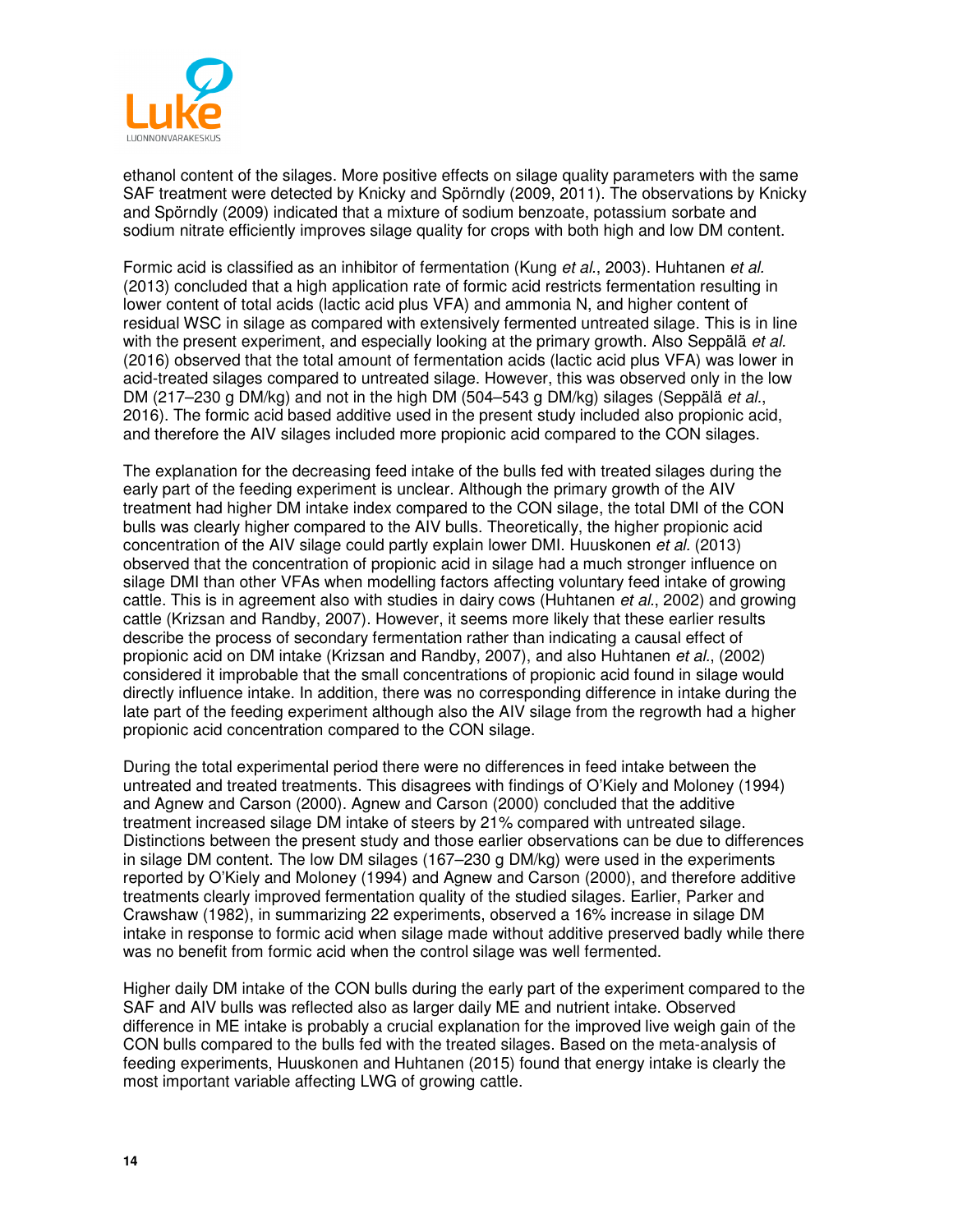ethanol content of the silages. More positive effects on silage quality parameters with the same SAF treatment were detected by Knicky and Spörndly (2009, 2011). The observations by Knicky and Spörndly (2009) indicated that a mixture of sodium benzoate, potassium sorbate and sodium nitrate efficiently improves silage quality for crops with both high and low DM content.

Formic acid is classified as an inhibitor of fermentation (Kung *et al*., 2003). Huhtanen *et al.* (2013) concluded that a high application rate of formic acid restricts fermentation resulting in lower content of total acids (lactic acid plus VFA) and ammonia N, and higher content of residual WSC in silage as compared with extensively fermented untreated silage. This is in line with the present experiment, and especially looking at the primary growth. Also Seppälä *et al.* (2016) observed that the total amount of fermentation acids (lactic acid plus VFA) was lower in acid-treated silages compared to untreated silage. However, this was observed only in the low DM (217–230 g DM/kg) and not in the high DM (504–543 g DM/kg) silages (Seppälä *et al.*, 2016). The formic acid based additive used in the present study included also propionic acid, and therefore the AIV silages included more propionic acid compared to the CON silages.

The explanation for the decreasing feed intake of the bulls fed with treated silages during the early part of the feeding experiment is unclear. Although the primary growth of the AIV treatment had higher DM intake index compared to the CON silage, the total DMI of the CON bulls was clearly higher compared to the AIV bulls. Theoretically, the higher propionic acid concentration of the AIV silage could partly explain lower DMI. Huuskonen *et al.* (2013) observed that the concentration of propionic acid in silage had a much stronger influence on silage DMI than other VFAs when modelling factors affecting voluntary feed intake of growing cattle. This is in agreement also with studies in dairy cows (Huhtanen *et al*., 2002) and growing cattle (Krizsan and Randby, 2007). However, it seems more likely that these earlier results describe the process of secondary fermentation rather than indicating a causal effect of propionic acid on DM intake (Krizsan and Randby, 2007), and also Huhtanen *et al*., (2002) considered it improbable that the small concentrations of propionic acid found in silage would directly influence intake. In addition, there was no corresponding difference in intake during the late part of the feeding experiment although also the AIV silage from the regrowth had a higher propionic acid concentration compared to the CON silage.

During the total experimental period there were no differences in feed intake between the untreated and treated treatments. This disagrees with findings of O'Kiely and Moloney (1994) and Agnew and Carson (2000). Agnew and Carson (2000) concluded that the additive treatment increased silage DM intake of steers by 21% compared with untreated silage. Distinctions between the present study and those earlier observations can be due to differences in silage DM content. The low DM silages (167–230 g DM/kg) were used in the experiments reported by O'Kiely and Moloney (1994) and Agnew and Carson (2000), and therefore additive treatments clearly improved fermentation quality of the studied silages. Earlier, Parker and Crawshaw (1982), in summarizing 22 experiments, observed a 16% increase in silage DM intake in response to formic acid when silage made without additive preserved badly while there was no benefit from formic acid when the control silage was well fermented.

Higher daily DM intake of the CON bulls during the early part of the experiment compared to the SAF and AIV bulls was reflected also as larger daily ME and nutrient intake. Observed difference in ME intake is probably a crucial explanation for the improved live weigh gain of the CON bulls compared to the bulls fed with the treated silages. Based on the meta-analysis of feeding experiments, Huuskonen and Huhtanen (2015) found that energy intake is clearly the most important variable affecting LWG of growing cattle.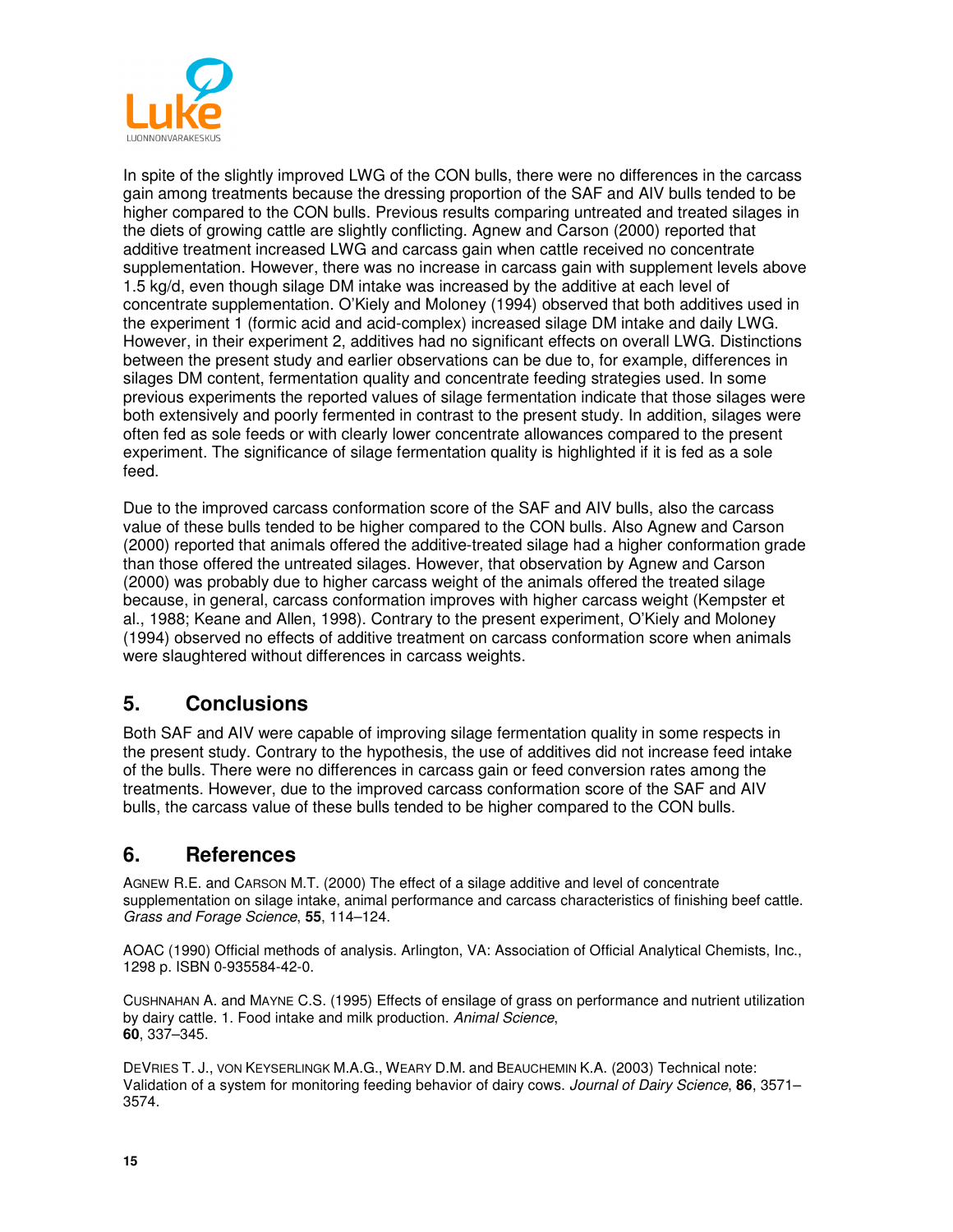In spite of the slightly improved LWG of the CON bulls, there were no differences in the carcass gain among treatments because the dressing proportion of the SAF and AIV bulls tended to be higher compared to the CON bulls. Previous results comparing untreated and treated silages in the diets of growing cattle are slightly conflicting. Agnew and Carson (2000) reported that additive treatment increased LWG and carcass gain when cattle received no concentrate supplementation. However, there was no increase in carcass gain with supplement levels above 1.5 kg/d, even though silage DM intake was increased by the additive at each level of concentrate supplementation. O'Kiely and Moloney (1994) observed that both additives used in the experiment 1 (formic acid and acid-complex) increased silage DM intake and daily LWG. However, in their experiment 2, additives had no significant effects on overall LWG. Distinctions between the present study and earlier observations can be due to, for example, differences in silages DM content, fermentation quality and concentrate feeding strategies used. In some previous experiments the reported values of silage fermentation indicate that those silages were both extensively and poorly fermented in contrast to the present study. In addition, silages were often fed as sole feeds or with clearly lower concentrate allowances compared to the present experiment. The significance of silage fermentation quality is highlighted if it is fed as a sole feed.

Due to the improved carcass conformation score of the SAF and AIV bulls, also the carcass value of these bulls tended to be higher compared to the CON bulls. Also Agnew and Carson (2000) reported that animals offered the additive-treated silage had a higher conformation grade than those offered the untreated silages. However, that observation by Agnew and Carson (2000) was probably due to higher carcass weight of the animals offered the treated silage because, in general, carcass conformation improves with higher carcass weight (Kempster et al., 1988; Keane and Allen, 1998). Contrary to the present experiment, O'Kiely and Moloney (1994) observed no effects of additive treatment on carcass conformation score when animals were slaughtered without differences in carcass weights.

## 5. Conclusions

Both SAF and AIV were capable of improving silage fermentation quality in some respects in the present study. Contrary to the hypothesis, the use of additives did not increase feed intake of the bulls. There were no differences in carcass gain or feed conversion rates among the treatments. However, due to the improved carcass conformation score of the SAF and AIV bulls, the carcass value of these bulls tended to be higher compared to the CON bulls.

## 6. References

AGNEW R.E. and CARSON M.T. (2000) The effect of a silage additive and level of concentrate supplementation on silage intake, animal performance and carcass characteristics of finishing beef cattle. *Grass and Forage Science*, **55**, 114–124.

AOAC (1990) Official methods of analysis. Arlington, VA: Association of Official Analytical Chemists, Inc., 1298 p. ISBN 0-935584-42-0.

CUSHNAHAN A. and MAYNE C.S. (1995) Effects of ensilage of grass on performance and nutrient utilization by dairy cattle. 1. Food intake and milk production. *Animal Science*, **60**, 337–345.

DEVRIES T. J., VON KEYSERLINGK M.A.G., WEARY D.M. and BEAUCHEMIN K.A. (2003) Technical note: Validation of a system for monitoring feeding behavior of dairy cows. *Journal of Dairy Science*, **86**, 3571–3574.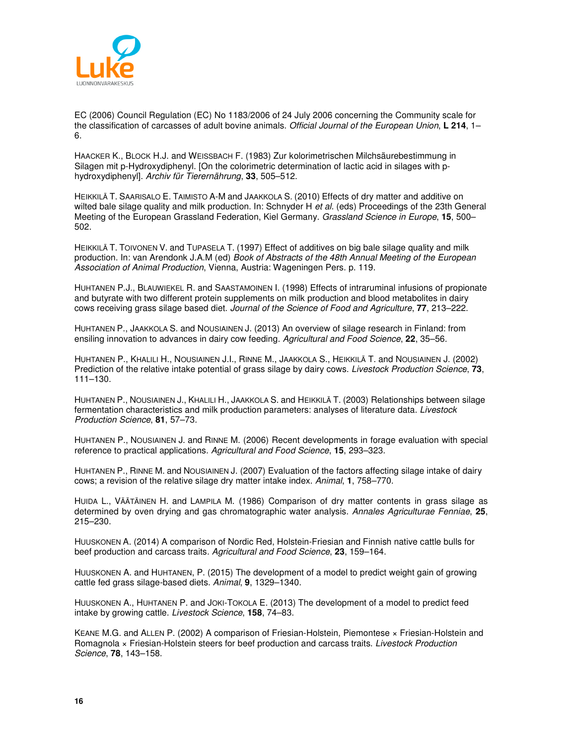EC (2006) Council Regulation (EC) No 1183/2006 of 24 July 2006 concerning the Community scale for the classification of carcasses of adult bovine animals. *Official Journal of the European Union*, **L 214**, 1–6.

HAACKER K., BLOCK H.J. and WEISSBACH F. (1983) Zur kolorimetrischen Milchsäurebestimmung in Silagen mit p-Hydroxydiphenyl. [On the colorimetric determination of lactic acid in silages with p-hydroxydiphenyl]. *Archiv für Tierernährung*, **33**, 505–512.

HEIKKILÄ T. SAARISALO E. TAIMISTO A-M and JAAKKOLA S. (2010) Effects of dry matter and additive on wilted bale silage quality and milk production. In: Schnyder H *et al.* (eds) Proceedings of the 23th General Meeting of the European Grassland Federation, Kiel Germany. *Grassland Science in Europe*, **15**, 500–502.

HEIKKILÄ T. TOIVONEN V. and TUPASELA T. (1997) Effect of additives on big bale silage quality and milk production. In: van Arendonk J.A.M (ed) *Book of Abstracts of the 48th Annual Meeting of the European Association of Animal Production*, Vienna, Austria: Wageningen Pers. p. 119.

HUHTANEN P.J., BLAUWIEKEL R. and SAASTAMOINEN I. (1998) Effects of intraruminal infusions of propionate and butyrate with two different protein supplements on milk production and blood metabolites in dairy cows receiving grass silage based diet. *Journal of the Science of Food and Agriculture*, **77**, 213–222.

HUHTANEN P., JAAKKOLA S. and NOUSIAINEN J. (2013) An overview of silage research in Finland: from ensiling innovation to advances in dairy cow feeding. *Agricultural and Food Science*, **22**, 35–56.

HUHTANEN P., KHALILI H., NOUSIAINEN J.I., RINNE M., JAAKKOLA S., HEIKKILÄ T. and NOUSIAINEN J. (2002) Prediction of the relative intake potential of grass silage by dairy cows. *Livestock Production Science*, **73**, 111–130.

HUHTANEN P., NOUSIAINEN J., KHALILI H., JAAKKOLA S. and HEIKKILÄ T. (2003) Relationships between silage fermentation characteristics and milk production parameters: analyses of literature data. *Livestock Production Science*, **81**, 57–73.

HUHTANEN P., NOUSIAINEN J. and RINNE M. (2006) Recent developments in forage evaluation with special reference to practical applications. *Agricultural and Food Science*, **15**, 293–323.

HUHTANEN P., RINNE M. and NOUSIAINEN J. (2007) Evaluation of the factors affecting silage intake of dairy cows; a revision of the relative silage dry matter intake index. *Animal*, **1**, 758–770.

HUIDA L., VÄÄTÄINEN H. and LAMPILA M. (1986) Comparison of dry matter contents in grass silage as determined by oven drying and gas chromatographic water analysis. *Annales Agriculturae Fenniae*, **25**, 215–230.

HUUSKONEN A. (2014) A comparison of Nordic Red, Holstein-Friesian and Finnish native cattle bulls for beef production and carcass traits. *Agricultural and Food Science*, **23**, 159–164.

HUUSKONEN A. and HUHTANEN, P. (2015) The development of a model to predict weight gain of growing cattle fed grass silage-based diets. *Animal*, **9**, 1329–1340.

HUUSKONEN A., HUHTANEN P. and JOKI-TOKOLA E. (2013) The development of a model to predict feed intake by growing cattle. *Livestock Science*, **158**, 74–83.

KEANE M.G. and ALLEN P. (2002) A comparison of Friesian-Holstein, Piemontese × Friesian-Holstein and Romagnola × Friesian-Holstein steers for beef production and carcass traits. *Livestock Production Science*, **78**, 143–158.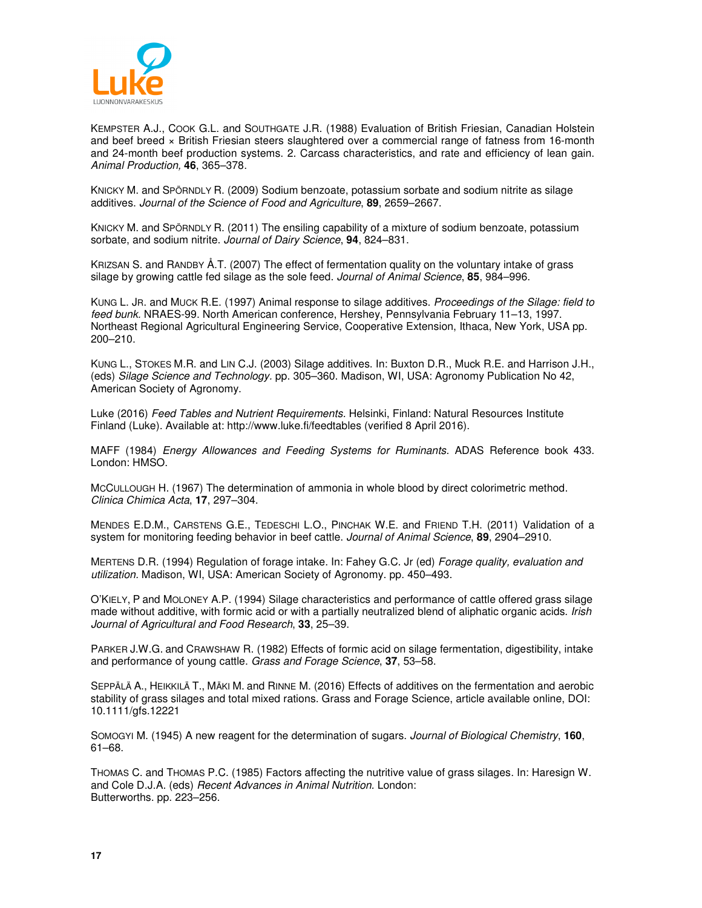KEMPSTER A.J., COOK G.L. and SOUTHGATE J.R. (1988) Evaluation of British Friesian, Canadian Holstein and beef breed × British Friesian steers slaughtered over a commercial range of fatness from 16-month and 24-month beef production systems. 2. Carcass characteristics, and rate and efficiency of lean gain. *Animal Production,* **46**, 365–378.

KNICKY M. and SPÖRNDLY R. (2009) Sodium benzoate, potassium sorbate and sodium nitrite as silage additives. *Journal of the Science of Food and Agriculture*, **89**, 2659–2667.

KNICKY M. and SPÖRNDLY R. (2011) The ensiling capability of a mixture of sodium benzoate, potassium sorbate, and sodium nitrite. *Journal of Dairy Science*, **94**, 824–831.

KRIZSAN S. and RANDBY Å.T. (2007) The effect of fermentation quality on the voluntary intake of grass silage by growing cattle fed silage as the sole feed. *Journal of Animal Science*, **85**, 984–996.

KUNG L. JR. and MUCK R.E. (1997) Animal response to silage additives. *Proceedings of the Silage: field to feed bunk.* NRAES-99. North American conference, Hershey, Pennsylvania February 11–13, 1997. Northeast Regional Agricultural Engineering Service, Cooperative Extension, Ithaca, New York, USA pp. 200–210.

KUNG L., STOKES M.R. and LIN C.J. (2003) Silage additives. In: Buxton D.R., Muck R.E. and Harrison J.H., (eds) *Silage Science and Technology.* pp. 305–360. Madison, WI, USA: Agronomy Publication No 42, American Society of Agronomy.

Luke (2016) *Feed Tables and Nutrient Requirements.* Helsinki, Finland: Natural Resources Institute Finland (Luke). Available at: http://www.luke.fi/feedtables (verified 8 April 2016).

MAFF (1984) *Energy Allowances and Feeding Systems for Ruminants.* ADAS Reference book 433. London: HMSO.

MCCULLOUGH H. (1967) The determination of ammonia in whole blood by direct colorimetric method. *Clinica Chimica Acta*, **17**, 297–304.

MENDES E.D.M., CARSTENS G.E., TEDESCHI L.O., PINCHAK W.E. and FRIEND T.H. (2011) Validation of a system for monitoring feeding behavior in beef cattle. *Journal of Animal Science*, **89**, 2904–2910.

MERTENS D.R. (1994) Regulation of forage intake. In: Fahey G.C. Jr (ed) *Forage quality, evaluation and utilization.* Madison, WI, USA: American Society of Agronomy. pp. 450–493.

O'KIELY, P and MOLONEY A.P. (1994) Silage characteristics and performance of cattle offered grass silage made without additive, with formic acid or with a partially neutralized blend of aliphatic organic acids. *Irish Journal of Agricultural and Food Research*, **33**, 25–39.

PARKER J.W.G. and CRAWSHAW R. (1982) Effects of formic acid on silage fermentation, digestibility, intake and performance of young cattle. *Grass and Forage Science*, **37**, 53–58.

SEPPÄLÄ A., HEIKKILÄ T., MÄKI M. and RINNE M. (2016) Effects of additives on the fermentation and aerobic stability of grass silages and total mixed rations. Grass and Forage Science, article available online, DOI: 10.1111/gfs.12221

SOMOGYI M. (1945) A new reagent for the determination of sugars. *Journal of Biological Chemistry*, **160**, 61–68.

THOMAS C. and THOMAS P.C. (1985) Factors affecting the nutritive value of grass silages. In: Haresign W. and Cole D.J.A. (eds) *Recent Advances in Animal Nutrition.* London: Butterworths. pp. 223–256.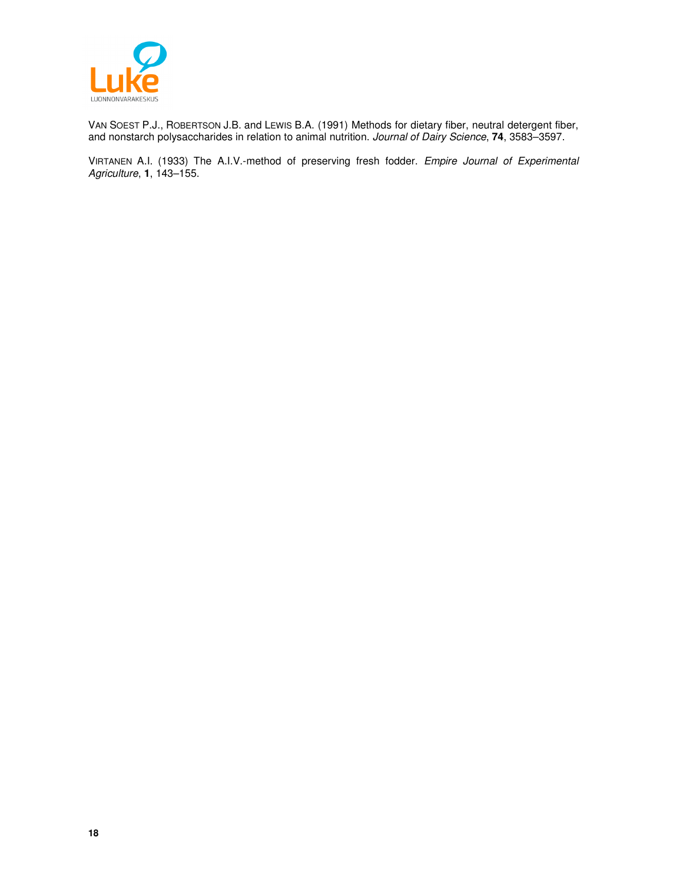VAN SOEST P.J., ROBERTSON J.B. and LEWIS B.A. (1991) Methods for dietary fiber, neutral detergent fiber, and nonstarch polysaccharides in relation to animal nutrition. *Journal of Dairy Science*, **74**, 3583–3597.

VIRTANEN A.I. (1933) The A.I.V.-method of preserving fresh fodder. *Empire Journal of Experimental Agriculture*, **1**, 143–155.